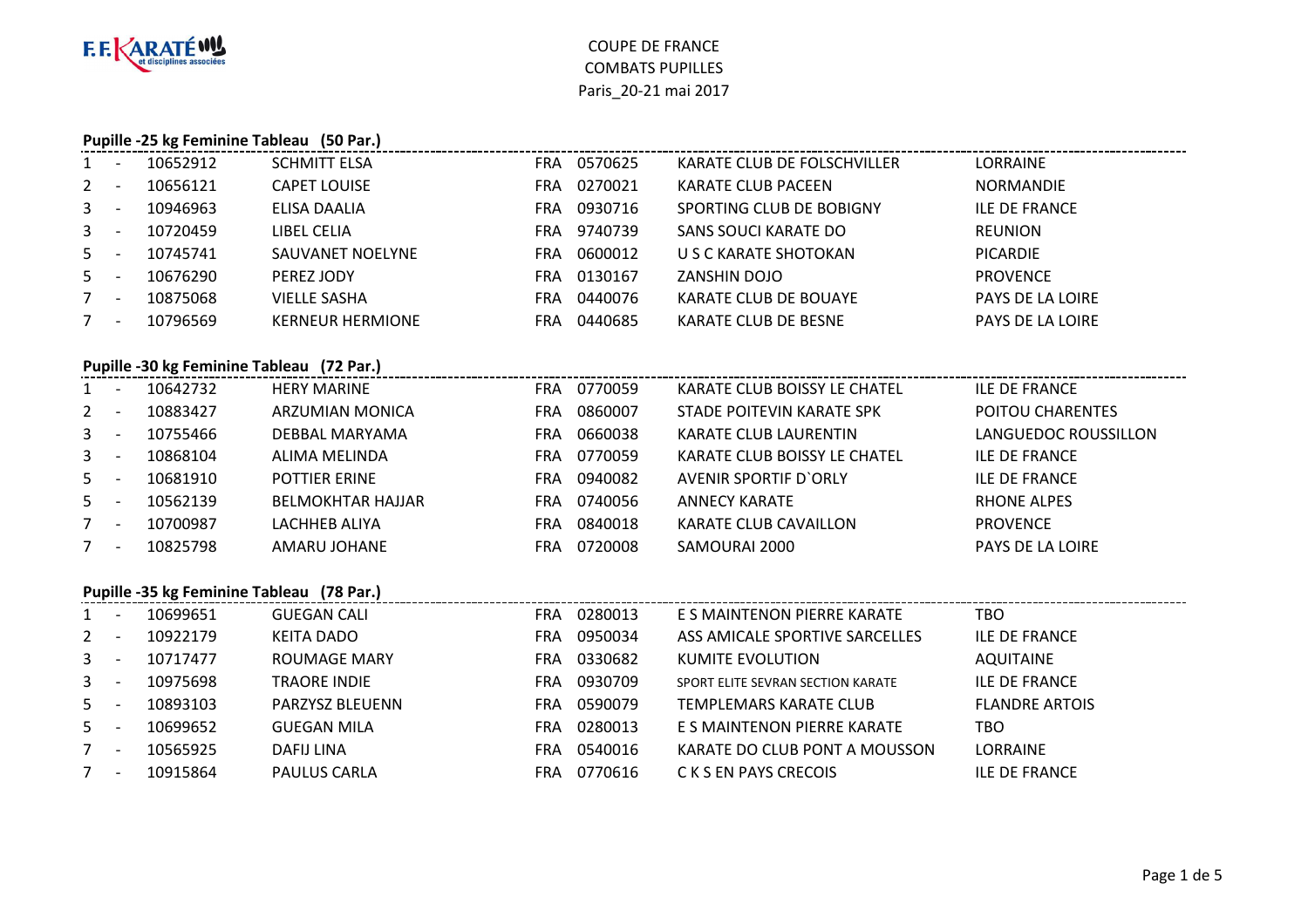COUPE DE FRANCE
COMBATS PUPILLES
Paris_20-21 mai 2017

### Pupille -25 kg Feminine Tableau (50 Par.)

| Rang | | Licence | Nom | Pays | Club | Club | Ligue |
|---|---|---|---|---|---|---|---|
| 1 | - | 10652912 | SCHMITT ELSA | FRA | 0570625 | KARATE CLUB DE FOLSCHVILLER | LORRAINE |
| 2 | - | 10656121 | CAPET LOUISE | FRA | 0270021 | KARATE CLUB PACEEN | NORMANDIE |
| 3 | - | 10946963 | ELISA DAALIA | FRA | 0930716 | SPORTING CLUB DE BOBIGNY | ILE DE FRANCE |
| 3 | - | 10720459 | LIBEL CELIA | FRA | 9740739 | SANS SOUCI KARATE DO | REUNION |
| 5 | - | 10745741 | SAUVANET NOELYNE | FRA | 0600012 | U S C KARATE SHOTOKAN | PICARDIE |
| 5 | - | 10676290 | PEREZ JODY | FRA | 0130167 | ZANSHIN DOJO | PROVENCE |
| 7 | - | 10875068 | VIELLE SASHA | FRA | 0440076 | KARATE CLUB DE BOUAYE | PAYS DE LA LOIRE |
| 7 | - | 10796569 | KERNEUR HERMIONE | FRA | 0440685 | KARATE CLUB DE BESNE | PAYS DE LA LOIRE |

### Pupille -30 kg Feminine Tableau (72 Par.)

| Rang | | Licence | Nom | Pays | Club | Club | Ligue |
|---|---|---|---|---|---|---|---|
| 1 | - | 10642732 | HERY MARINE | FRA | 0770059 | KARATE CLUB BOISSY LE CHATEL | ILE DE FRANCE |
| 2 | - | 10883427 | ARZUMIAN MONICA | FRA | 0860007 | STADE POITEVIN KARATE SPK | POITOU CHARENTES |
| 3 | - | 10755466 | DEBBAL MARYAMA | FRA | 0660038 | KARATE CLUB LAURENTIN | LANGUEDOC ROUSSILLON |
| 3 | - | 10868104 | ALIMA MELINDA | FRA | 0770059 | KARATE CLUB BOISSY LE CHATEL | ILE DE FRANCE |
| 5 | - | 10681910 | POTTIER ERINE | FRA | 0940082 | AVENIR SPORTIF D`ORLY | ILE DE FRANCE |
| 5 | - | 10562139 | BELMOKHTAR HAJJAR | FRA | 0740056 | ANNECY KARATE | RHONE ALPES |
| 7 | - | 10700987 | LACHHEB ALIYA | FRA | 0840018 | KARATE CLUB CAVAILLON | PROVENCE |
| 7 | - | 10825798 | AMARU JOHANE | FRA | 0720008 | SAMOURAI 2000 | PAYS DE LA LOIRE |

### Pupille -35 kg Feminine Tableau (78 Par.)

| Rang | | Licence | Nom | Pays | Club | Club | Ligue |
|---|---|---|---|---|---|---|---|
| 1 | - | 10699651 | GUEGAN CALI | FRA | 0280013 | E S MAINTENON PIERRE KARATE | TBO |
| 2 | - | 10922179 | KEITA DADO | FRA | 0950034 | ASS AMICALE SPORTIVE SARCELLES | ILE DE FRANCE |
| 3 | - | 10717477 | ROUMAGE MARY | FRA | 0330682 | KUMITE EVOLUTION | AQUITAINE |
| 3 | - | 10975698 | TRAORE INDIE | FRA | 0930709 | SPORT ELITE SEVRAN SECTION KARATE | ILE DE FRANCE |
| 5 | - | 10893103 | PARZYSZ BLEUENN | FRA | 0590079 | TEMPLEMARS KARATE CLUB | FLANDRE ARTOIS |
| 5 | - | 10699652 | GUEGAN MILA | FRA | 0280013 | E S MAINTENON PIERRE KARATE | TBO |
| 7 | - | 10565925 | DAFIJ LINA | FRA | 0540016 | KARATE DO CLUB PONT A MOUSSON | LORRAINE |
| 7 | - | 10915864 | PAULUS CARLA | FRA | 0770616 | C K S EN PAYS CRECOIS | ILE DE FRANCE |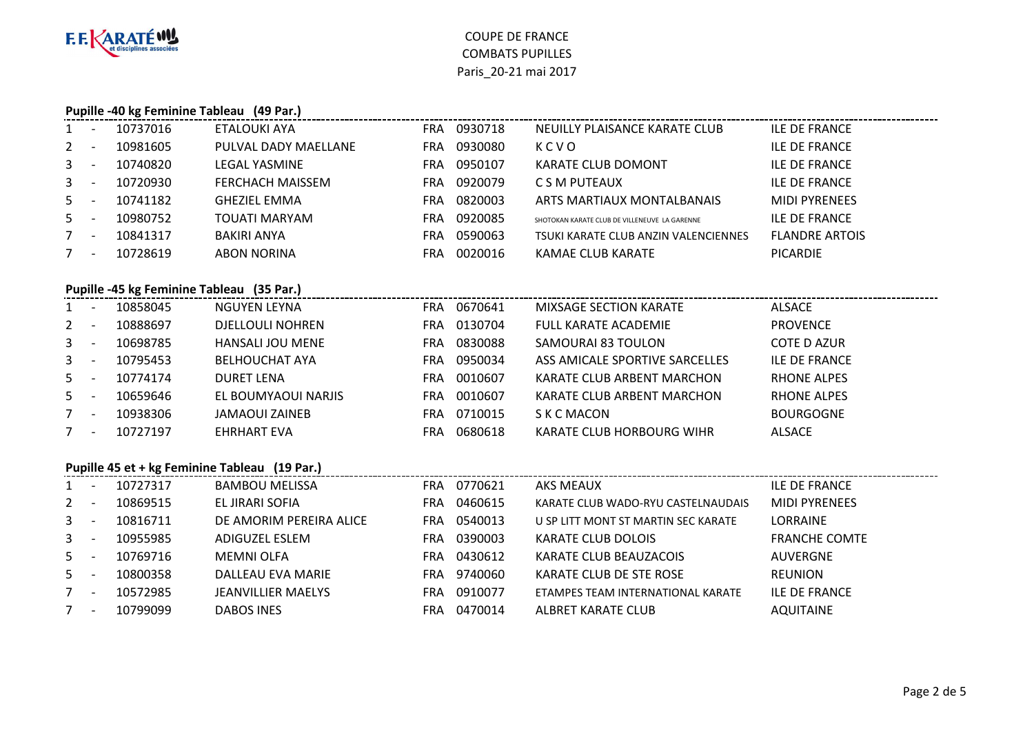F.F. KARATÉ et disciplines associées

COUPE DE FRANCE
COMBATS PUPILLES
Paris_20-21 mai 2017

**Pupille -40 kg Feminine Tableau (49 Par.)**

| | | | | | | | | |
|---|---|---|---|---|---|---|---|---|
| 1 | - | 10737016 | ETALOUKI AYA | FRA | 0930718 | NEUILLY PLAISANCE KARATE CLUB | ILE DE FRANCE |
| 2 | - | 10981605 | PULVAL DADY MAELLANE | FRA | 0930080 | K C V O | ILE DE FRANCE |
| 3 | - | 10740820 | LEGAL YASMINE | FRA | 0950107 | KARATE CLUB DOMONT | ILE DE FRANCE |
| 3 | - | 10720930 | FERCHACH MAISSEM | FRA | 0920079 | C S M PUTEAUX | ILE DE FRANCE |
| 5 | - | 10741182 | GHEZIEL EMMA | FRA | 0820003 | ARTS MARTIAUX MONTALBANAIS | MIDI PYRENEES |
| 5 | - | 10980752 | TOUATI MARYAM | FRA | 0920085 | SHOTOKAN KARATE CLUB DE VILLENEUVE LA GARENNE | ILE DE FRANCE |
| 7 | - | 10841317 | BAKIRI ANYA | FRA | 0590063 | TSUKI KARATE CLUB ANZIN VALENCIENNES | FLANDRE ARTOIS |
| 7 | - | 10728619 | ABON NORINA | FRA | 0020016 | KAMAE CLUB KARATE | PICARDIE |

**Pupille -45 kg Feminine Tableau (35 Par.)**

| | | | | | | | |
|---|---|---|---|---|---|---|---|
| 1 | - | 10858045 | NGUYEN LEYNA | FRA | 0670641 | MIXSAGE SECTION KARATE | ALSACE |
| 2 | - | 10888697 | DJELLOULI NOHREN | FRA | 0130704 | FULL KARATE ACADEMIE | PROVENCE |
| 3 | - | 10698785 | HANSALI JOU MENE | FRA | 0830088 | SAMOURAI 83 TOULON | COTE D AZUR |
| 3 | - | 10795453 | BELHOUCHAT AYA | FRA | 0950034 | ASS AMICALE SPORTIVE SARCELLES | ILE DE FRANCE |
| 5 | - | 10774174 | DURET LENA | FRA | 0010607 | KARATE CLUB ARBENT MARCHON | RHONE ALPES |
| 5 | - | 10659646 | EL BOUMYAOUI NARJIS | FRA | 0010607 | KARATE CLUB ARBENT MARCHON | RHONE ALPES |
| 7 | - | 10938306 | JAMAOUI ZAINEB | FRA | 0710015 | S K C MACON | BOURGOGNE |
| 7 | - | 10727197 | EHRHART EVA | FRA | 0680618 | KARATE CLUB HORBOURG WIHR | ALSACE |

**Pupille 45 et + kg Feminine Tableau (19 Par.)**

| | | | | | | | |
|---|---|---|---|---|---|---|---|
| 1 | - | 10727317 | BAMBOU MELISSA | FRA | 0770621 | AKS MEAUX | ILE DE FRANCE |
| 2 | - | 10869515 | EL JIRARI SOFIA | FRA | 0460615 | KARATE CLUB WADO-RYU CASTELNAUDAIS | MIDI PYRENEES |
| 3 | - | 10816711 | DE AMORIM PEREIRA ALICE | FRA | 0540013 | U SP LITT MONT ST MARTIN SEC KARATE | LORRAINE |
| 3 | - | 10955985 | ADIGUZEL ESLEM | FRA | 0390003 | KARATE CLUB DOLOIS | FRANCHE COMTE |
| 5 | - | 10769716 | MEMNI OLFA | FRA | 0430612 | KARATE CLUB BEAUZACOIS | AUVERGNE |
| 5 | - | 10800358 | DALLEAU EVA MARIE | FRA | 9740060 | KARATE CLUB DE STE ROSE | REUNION |
| 7 | - | 10572985 | JEANVILLIER MAELYS | FRA | 0910077 | ETAMPES TEAM INTERNATIONAL KARATE | ILE DE FRANCE |
| 7 | - | 10799099 | DABOS INES | FRA | 0470014 | ALBRET KARATE CLUB | AQUITAINE |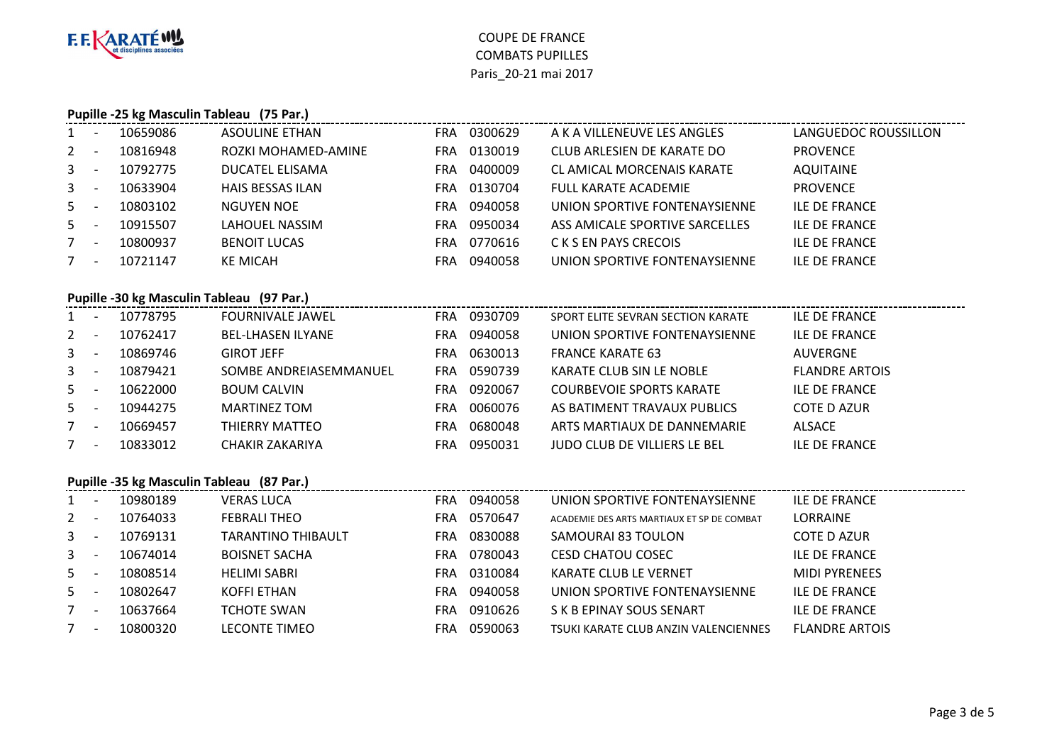COUPE DE FRANCE
COMBATS PUPILLES
Paris_20-21 mai 2017

### Pupille -25 kg Masculin Tableau (75 Par.)

| Rang | | Licence | Nom | Nat. | Club N° | Club | Ligue |
|---|---|---|---|---|---|---|---|
| 1 | - | 10659086 | ASOULINE ETHAN | FRA | 0300629 | A K A VILLENEUVE LES ANGLES | LANGUEDOC ROUSSILLON |
| 2 | - | 10816948 | ROZKI MOHAMED-AMINE | FRA | 0130019 | CLUB ARLESIEN DE KARATE DO | PROVENCE |
| 3 | - | 10792775 | DUCATEL ELISAMA | FRA | 0400009 | CL AMICAL MORCENAIS KARATE | AQUITAINE |
| 3 | - | 10633904 | HAIS BESSAS ILAN | FRA | 0130704 | FULL KARATE ACADEMIE | PROVENCE |
| 5 | - | 10803102 | NGUYEN NOE | FRA | 0940058 | UNION SPORTIVE FONTENAYSIENNE | ILE DE FRANCE |
| 5 | - | 10915507 | LAHOUEL NASSIM | FRA | 0950034 | ASS AMICALE SPORTIVE SARCELLES | ILE DE FRANCE |
| 7 | - | 10800937 | BENOIT LUCAS | FRA | 0770616 | C K S EN PAYS CRECOIS | ILE DE FRANCE |
| 7 | - | 10721147 | KE MICAH | FRA | 0940058 | UNION SPORTIVE FONTENAYSIENNE | ILE DE FRANCE |

### Pupille -30 kg Masculin Tableau (97 Par.)

| Rang | | Licence | Nom | Nat. | Club N° | Club | Ligue |
|---|---|---|---|---|---|---|---|
| 1 | - | 10778795 | FOURNIVALE JAWEL | FRA | 0930709 | SPORT ELITE SEVRAN SECTION KARATE | ILE DE FRANCE |
| 2 | - | 10762417 | BEL-LHASEN ILYANE | FRA | 0940058 | UNION SPORTIVE FONTENAYSIENNE | ILE DE FRANCE |
| 3 | - | 10869746 | GIROT JEFF | FRA | 0630013 | FRANCE KARATE 63 | AUVERGNE |
| 3 | - | 10879421 | SOMBE ANDREIASEMMANUEL | FRA | 0590739 | KARATE CLUB SIN LE NOBLE | FLANDRE ARTOIS |
| 5 | - | 10622000 | BOUM CALVIN | FRA | 0920067 | COURBEVOIE SPORTS KARATE | ILE DE FRANCE |
| 5 | - | 10944275 | MARTINEZ TOM | FRA | 0060076 | AS BATIMENT TRAVAUX PUBLICS | COTE D AZUR |
| 7 | - | 10669457 | THIERRY MATTEO | FRA | 0680048 | ARTS MARTIAUX DE DANNEMARIE | ALSACE |
| 7 | - | 10833012 | CHAKIR ZAKARIYA | FRA | 0950031 | JUDO CLUB DE VILLIERS LE BEL | ILE DE FRANCE |

### Pupille -35 kg Masculin Tableau (87 Par.)

| Rang | | Licence | Nom | Nat. | Club N° | Club | Ligue |
|---|---|---|---|---|---|---|---|
| 1 | - | 10980189 | VERAS LUCA | FRA | 0940058 | UNION SPORTIVE FONTENAYSIENNE | ILE DE FRANCE |
| 2 | - | 10764033 | FEBRALI THEO | FRA | 0570647 | ACADEMIE DES ARTS MARTIAUX ET SP DE COMBAT | LORRAINE |
| 3 | - | 10769131 | TARANTINO THIBAULT | FRA | 0830088 | SAMOURAI 83 TOULON | COTE D AZUR |
| 3 | - | 10674014 | BOISNET SACHA | FRA | 0780043 | CESD CHATOU COSEC | ILE DE FRANCE |
| 5 | - | 10808514 | HELIMI SABRI | FRA | 0310084 | KARATE CLUB LE VERNET | MIDI PYRENEES |
| 5 | - | 10802647 | KOFFI ETHAN | FRA | 0940058 | UNION SPORTIVE FONTENAYSIENNE | ILE DE FRANCE |
| 7 | - | 10637664 | TCHOTE SWAN | FRA | 0910626 | S K B EPINAY SOUS SENART | ILE DE FRANCE |
| 7 | - | 10800320 | LECONTE TIMEO | FRA | 0590063 | TSUKI KARATE CLUB ANZIN VALENCIENNES | FLANDRE ARTOIS |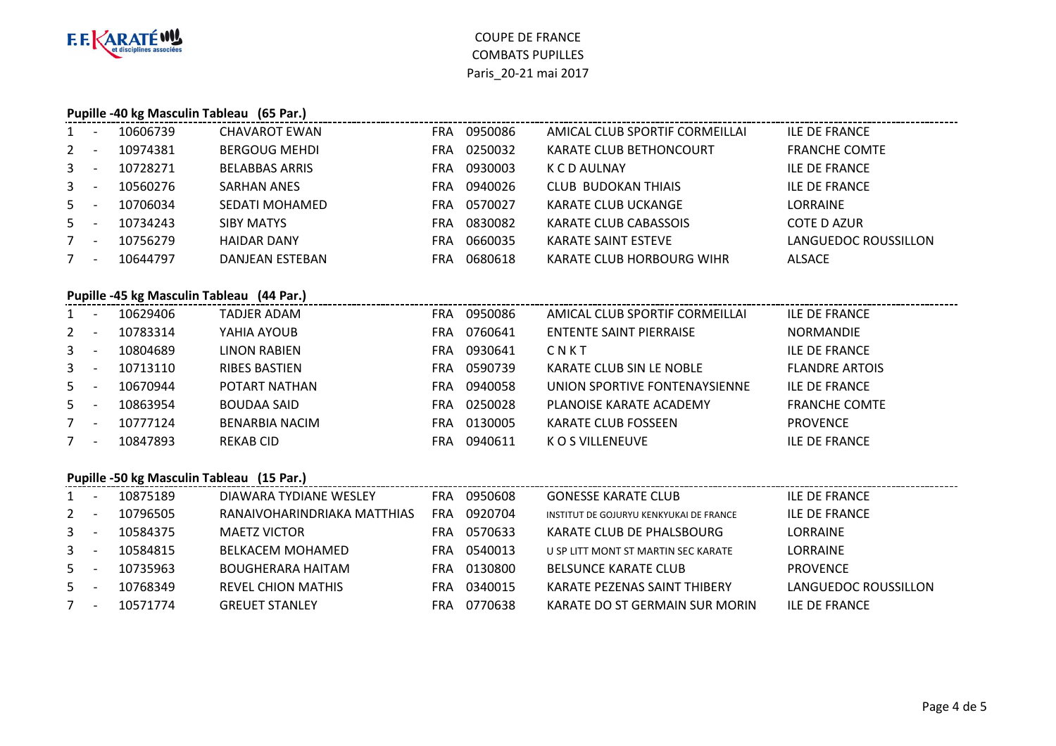# COUPE DE FRANCE
# COMBATS PUPILLES
Paris_20-21 mai 2017

## Pupille -40 kg Masculin Tableau (65 Par.)

| | | | | | | | |
|---|---|---|---|---|---|---|---|
| 1 | - | 10606739 | CHAVAROT EWAN | FRA | 0950086 | AMICAL CLUB SPORTIF CORMEILLAI | ILE DE FRANCE |
| 2 | - | 10974381 | BERGOUG MEHDI | FRA | 0250032 | KARATE CLUB BETHONCOURT | FRANCHE COMTE |
| 3 | - | 10728271 | BELABBAS ARRIS | FRA | 0930003 | K C D AULNAY | ILE DE FRANCE |
| 3 | - | 10560276 | SARHAN ANES | FRA | 0940026 | CLUB BUDOKAN THIAIS | ILE DE FRANCE |
| 5 | - | 10706034 | SEDATI MOHAMED | FRA | 0570027 | KARATE CLUB UCKANGE | LORRAINE |
| 5 | - | 10734243 | SIBY MATYS | FRA | 0830082 | KARATE CLUB CABASSOIS | COTE D AZUR |
| 7 | - | 10756279 | HAIDAR DANY | FRA | 0660035 | KARATE SAINT ESTEVE | LANGUEDOC ROUSSILLON |
| 7 | - | 10644797 | DANJEAN ESTEBAN | FRA | 0680618 | KARATE CLUB HORBOURG WIHR | ALSACE |

## Pupille -45 kg Masculin Tableau (44 Par.)

| | | | | | | | |
|---|---|---|---|---|---|---|---|
| 1 | - | 10629406 | TADJER ADAM | FRA | 0950086 | AMICAL CLUB SPORTIF CORMEILLAI | ILE DE FRANCE |
| 2 | - | 10783314 | YAHIA AYOUB | FRA | 0760641 | ENTENTE SAINT PIERRAISE | NORMANDIE |
| 3 | - | 10804689 | LINON RABIEN | FRA | 0930641 | C N K T | ILE DE FRANCE |
| 3 | - | 10713110 | RIBES BASTIEN | FRA | 0590739 | KARATE CLUB SIN LE NOBLE | FLANDRE ARTOIS |
| 5 | - | 10670944 | POTART NATHAN | FRA | 0940058 | UNION SPORTIVE FONTENAYSIENNE | ILE DE FRANCE |
| 5 | - | 10863954 | BOUDAA SAID | FRA | 0250028 | PLANOISE KARATE ACADEMY | FRANCHE COMTE |
| 7 | - | 10777124 | BENARBIA NACIM | FRA | 0130005 | KARATE CLUB FOSSEEN | PROVENCE |
| 7 | - | 10847893 | REKAB CID | FRA | 0940611 | K O S VILLENEUVE | ILE DE FRANCE |

## Pupille -50 kg Masculin Tableau (15 Par.)

| | | | | | | | |
|---|---|---|---|---|---|---|---|
| 1 | - | 10875189 | DIAWARA TYDIANE WESLEY | FRA | 0950608 | GONESSE KARATE CLUB | ILE DE FRANCE |
| 2 | - | 10796505 | RANAIVOHARINDRIAKA MATTHIAS | FRA | 0920704 | INSTITUT DE GOJURYU KENKYUKAI DE FRANCE | ILE DE FRANCE |
| 3 | - | 10584375 | MAETZ VICTOR | FRA | 0570633 | KARATE CLUB DE PHALSBOURG | LORRAINE |
| 3 | - | 10584815 | BELKACEM MOHAMED | FRA | 0540013 | U SP LITT MONT ST MARTIN SEC KARATE | LORRAINE |
| 5 | - | 10735963 | BOUGHERARA HAITAM | FRA | 0130800 | BELSUNCE KARATE CLUB | PROVENCE |
| 5 | - | 10768349 | REVEL CHION MATHIS | FRA | 0340015 | KARATE PEZENAS SAINT THIBERY | LANGUEDOC ROUSSILLON |
| 7 | - | 10571774 | GREUET STANLEY | FRA | 0770638 | KARATE DO ST GERMAIN SUR MORIN | ILE DE FRANCE |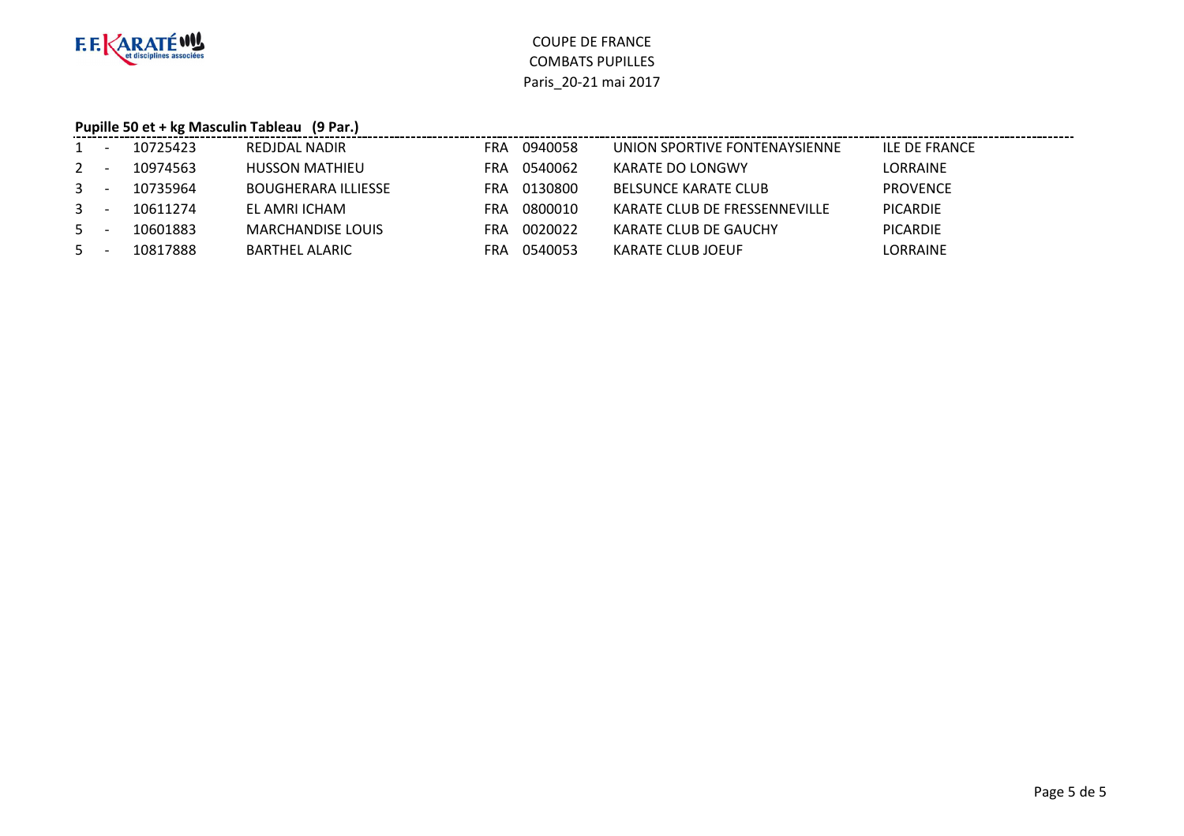COUPE DE FRANCE
COMBATS PUPILLES
Paris_20-21 mai 2017

**Pupille 50 et + kg Masculin Tableau (9 Par.)**

| | | | | | | | |
|---|---|---|---|---|---|---|---|
| 1 | - | 10725423 | REDJDAL NADIR | FRA | 0940058 | UNION SPORTIVE FONTENAYSIENNE | ILE DE FRANCE |
| 2 | - | 10974563 | HUSSON MATHIEU | FRA | 0540062 | KARATE DO LONGWY | LORRAINE |
| 3 | - | 10735964 | BOUGHERARA ILLIESSE | FRA | 0130800 | BELSUNCE KARATE CLUB | PROVENCE |
| 3 | - | 10611274 | EL AMRI ICHAM | FRA | 0800010 | KARATE CLUB DE FRESSENNEVILLE | PICARDIE |
| 5 | - | 10601883 | MARCHANDISE LOUIS | FRA | 0020022 | KARATE CLUB DE GAUCHY | PICARDIE |
| 5 | - | 10817888 | BARTHEL ALARIC | FRA | 0540053 | KARATE CLUB JOEUF | LORRAINE |